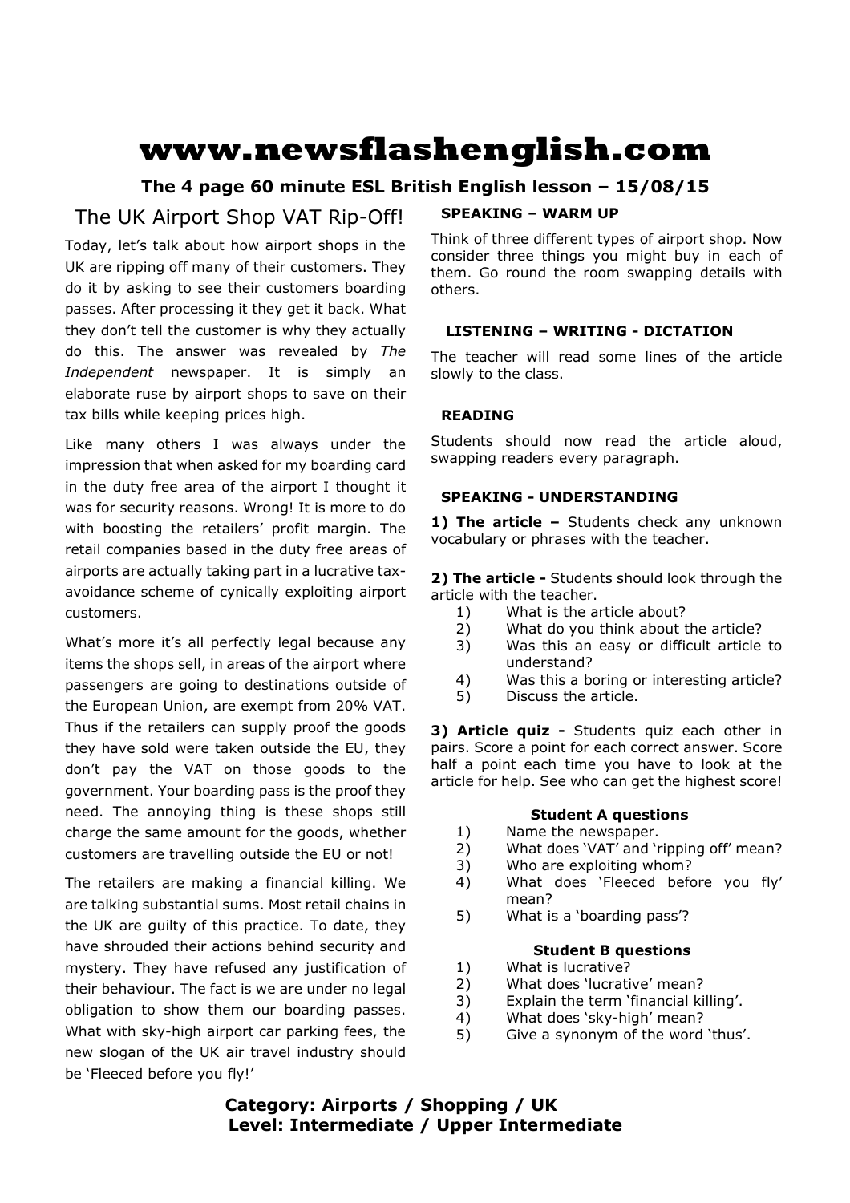# www.newsflashenglish.com

**The 4 page 60 minute ESL British English lesson – 15/08/15**

## The UK Airport Shop VAT Rip-Off!

Today, let's talk about how airport shops in the UK are ripping off many of their customers. They do it by asking to see their customers boarding passes. After processing it they get it back. What they don't tell the customer is why they actually do this. The answer was revealed by *The Independent* newspaper. It is simply an elaborate ruse by airport shops to save on their tax bills while keeping prices high.

Like many others I was always under the impression that when asked for my boarding card in the duty free area of the airport I thought it was for security reasons. Wrong! It is more to do with boosting the retailers' profit margin. The retail companies based in the duty free areas of airports are actually taking part in a lucrative tax-avoidance scheme of cynically exploiting airport customers.

What's more it's all perfectly legal because any items the shops sell, in areas of the airport where passengers are going to destinations outside of the European Union, are exempt from 20% VAT. Thus if the retailers can supply proof the goods they have sold were taken outside the EU, they don't pay the VAT on those goods to the government. Your boarding pass is the proof they need. The annoying thing is these shops still charge the same amount for the goods, whether customers are travelling outside the EU or not!

The retailers are making a financial killing. We are talking substantial sums. Most retail chains in the UK are guilty of this practice. To date, they have shrouded their actions behind security and mystery. They have refused any justification of their behaviour. The fact is we are under no legal obligation to show them our boarding passes. What with sky-high airport car parking fees, the new slogan of the UK air travel industry should be 'Fleeced before you fly!'

### SPEAKING – WARM UP

Think of three different types of airport shop. Now consider three things you might buy in each of them. Go round the room swapping details with others.

### LISTENING – WRITING - DICTATION

The teacher will read some lines of the article slowly to the class.

### READING

Students should now read the article aloud, swapping readers every paragraph.

### SPEAKING - UNDERSTANDING

**1) The article –** Students check any unknown vocabulary or phrases with the teacher.

**2) The article -** Students should look through the article with the teacher.

1) What is the article about?
2) What do you think about the article?
3) Was this an easy or difficult article to understand?
4) Was this a boring or interesting article?
5) Discuss the article.

**3) Article quiz -** Students quiz each other in pairs. Score a point for each correct answer. Score half a point each time you have to look at the article for help. See who can get the highest score!

**Student A questions**

1) Name the newspaper.
2) What does 'VAT' and 'ripping off' mean?
3) Who are exploiting whom?
4) What does 'Fleeced before you fly' mean?
5) What is a 'boarding pass'?

**Student B questions**

1) What is lucrative?
2) What does 'lucrative' mean?
3) Explain the term 'financial killing'.
4) What does 'sky-high' mean?
5) Give a synonym of the word 'thus'.

**Category: Airports / Shopping / UK**
**Level: Intermediate / Upper Intermediate**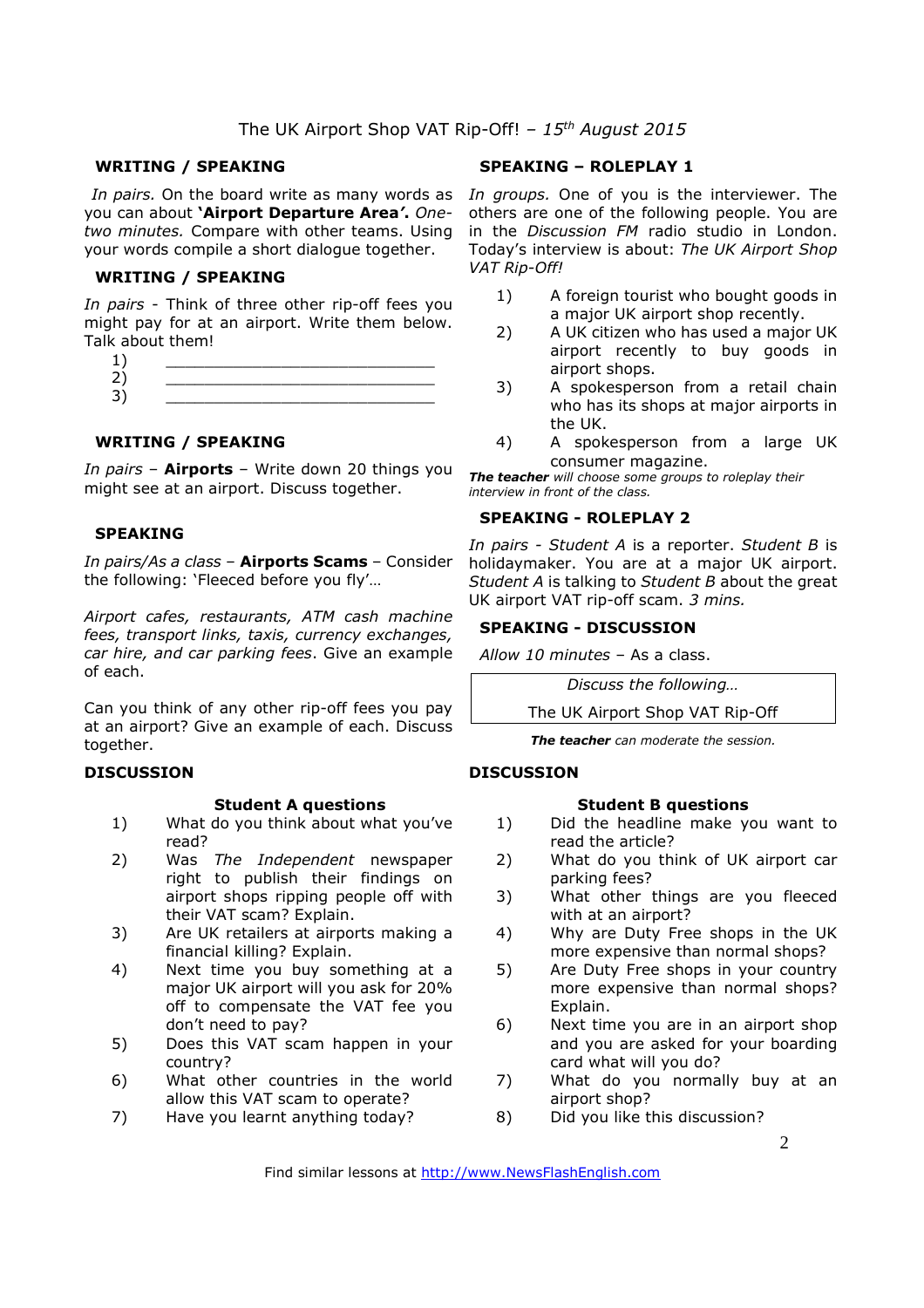# The UK Airport Shop VAT Rip-Off! – *15th August 2015*

### WRITING / SPEAKING

*In pairs.* On the board write as many words as you can about **'Airport Departure Area'.** *One-two minutes.* Compare with other teams. Using your words compile a short dialogue together.

### WRITING / SPEAKING

*In pairs* - Think of three other rip-off fees you might pay for at an airport. Write them below. Talk about them!

1) ____________________________
2) ____________________________
3) ____________________________

### WRITING / SPEAKING

*In pairs* – **Airports** – Write down 20 things you might see at an airport. Discuss together.

### SPEAKING

*In pairs/As a class* – **Airports Scams** – Consider the following: 'Fleeced before you fly'…

*Airport cafes, restaurants, ATM cash machine fees, transport links, taxis, currency exchanges, car hire, and car parking fees*. Give an example of each.

Can you think of any other rip-off fees you pay at an airport? Give an example of each. Discuss together.

### DISCUSSION

**Student A questions**

1) What do you think about what you've read?
2) Was *The Independent* newspaper right to publish their findings on airport shops ripping people off with their VAT scam? Explain.
3) Are UK retailers at airports making a financial killing? Explain.
4) Next time you buy something at a major UK airport will you ask for 20% off to compensate the VAT fee you don't need to pay?
5) Does this VAT scam happen in your country?
6) What other countries in the world allow this VAT scam to operate?
7) Have you learnt anything today?

### SPEAKING – ROLEPLAY 1

*In groups.* One of you is the interviewer. The others are one of the following people. You are in the *Discussion FM* radio studio in London. Today's interview is about: *The UK Airport Shop VAT Rip-Off!*

1) A foreign tourist who bought goods in a major UK airport shop recently.
2) A UK citizen who has used a major UK airport recently to buy goods in airport shops.
3) A spokesperson from a retail chain who has its shops at major airports in the UK.
4) A spokesperson from a large UK consumer magazine.

***The teacher*** *will choose some groups to roleplay their interview in front of the class.*

### SPEAKING - ROLEPLAY 2

*In pairs - Student A* is a reporter. *Student B* is holidaymaker. You are at a major UK airport. *Student A* is talking to *Student B* about the great UK airport VAT rip-off scam. *3 mins.*

### SPEAKING - DISCUSSION

*Allow 10 minutes* – As a class.

| *Discuss the following…* |
|---|
| The UK Airport Shop VAT Rip-Off |

***The teacher*** *can moderate the session.*

### DISCUSSION

**Student B questions**

1) Did the headline make you want to read the article?
2) What do you think of UK airport car parking fees?
3) What other things are you fleeced with at an airport?
4) Why are Duty Free shops in the UK more expensive than normal shops?
5) Are Duty Free shops in your country more expensive than normal shops? Explain.
6) Next time you are in an airport shop and you are asked for your boarding card what will you do?
7) What do you normally buy at an airport shop?
8) Did you like this discussion?

Find similar lessons at http://www.NewsFlashEnglish.com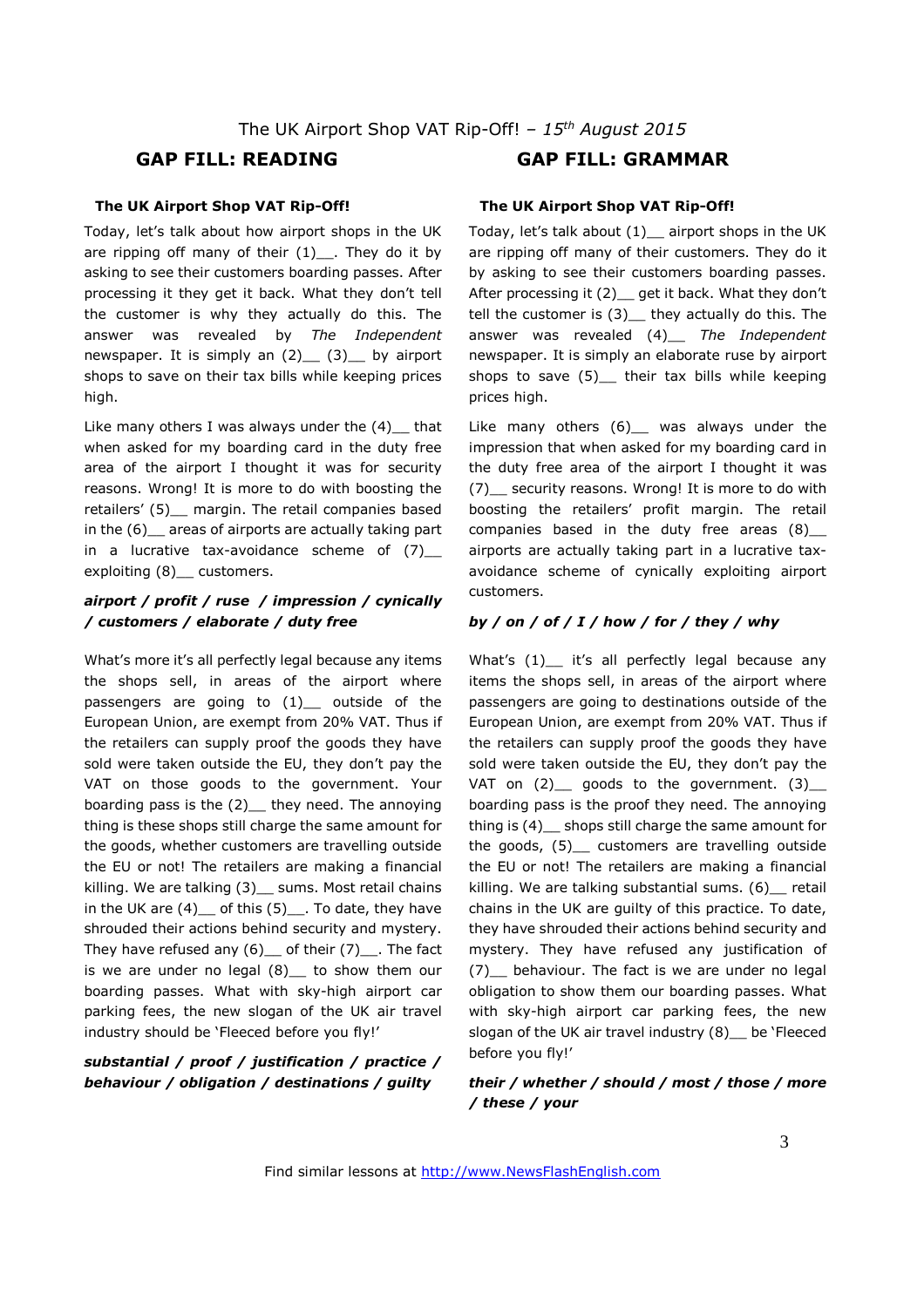The UK Airport Shop VAT Rip-Off! – *15th August 2015*

## GAP FILL: READING

**The UK Airport Shop VAT Rip-Off!**

Today, let's talk about how airport shops in the UK are ripping off many of their (1)__. They do it by asking to see their customers boarding passes. After processing it they get it back. What they don't tell the customer is why they actually do this. The answer was revealed by *The Independent* newspaper. It is simply an (2)__ (3)__ by airport shops to save on their tax bills while keeping prices high.

Like many others I was always under the (4)__ that when asked for my boarding card in the duty free area of the airport I thought it was for security reasons. Wrong! It is more to do with boosting the retailers' (5)__ margin. The retail companies based in the (6)__ areas of airports are actually taking part in a lucrative tax-avoidance scheme of (7)__ exploiting (8)__ customers.

***airport / profit / ruse / impression / cynically / customers / elaborate / duty free***

What's more it's all perfectly legal because any items the shops sell, in areas of the airport where passengers are going to (1)__ outside of the European Union, are exempt from 20% VAT. Thus if the retailers can supply proof the goods they have sold were taken outside the EU, they don't pay the VAT on those goods to the government. Your boarding pass is the (2)__ they need. The annoying thing is these shops still charge the same amount for the goods, whether customers are travelling outside the EU or not! The retailers are making a financial killing. We are talking (3)__ sums. Most retail chains in the UK are (4)__ of this (5)__. To date, they have shrouded their actions behind security and mystery. They have refused any (6)__ of their (7)__. The fact is we are under no legal (8)__ to show them our boarding passes. What with sky-high airport car parking fees, the new slogan of the UK air travel industry should be 'Fleeced before you fly!'

***substantial / proof / justification / practice / behaviour / obligation / destinations / guilty***

## GAP FILL: GRAMMAR

**The UK Airport Shop VAT Rip-Off!**

Today, let's talk about (1)__ airport shops in the UK are ripping off many of their customers. They do it by asking to see their customers boarding passes. After processing it (2)__ get it back. What they don't tell the customer is (3)__ they actually do this. The answer was revealed (4)__ *The Independent* newspaper. It is simply an elaborate ruse by airport shops to save (5)__ their tax bills while keeping prices high.

Like many others (6)__ was always under the impression that when asked for my boarding card in the duty free area of the airport I thought it was (7)__ security reasons. Wrong! It is more to do with boosting the retailers' profit margin. The retail companies based in the duty free areas (8)__ airports are actually taking part in a lucrative tax-avoidance scheme of cynically exploiting airport customers.

***by / on / of / I / how / for / they / why***

What's (1)__ it's all perfectly legal because any items the shops sell, in areas of the airport where passengers are going to destinations outside of the European Union, are exempt from 20% VAT. Thus if the retailers can supply proof the goods they have sold were taken outside the EU, they don't pay the VAT on (2)__ goods to the government. (3)__ boarding pass is the proof they need. The annoying thing is (4)__ shops still charge the same amount for the goods, (5)__ customers are travelling outside the EU or not! The retailers are making a financial killing. We are talking substantial sums. (6)__ retail chains in the UK are guilty of this practice. To date, they have shrouded their actions behind security and mystery. They have refused any justification of (7)__ behaviour. The fact is we are under no legal obligation to show them our boarding passes. What with sky-high airport car parking fees, the new slogan of the UK air travel industry (8)__ be 'Fleeced before you fly!'

***their / whether / should / most / those / more / these / your***

Find similar lessons at http://www.NewsFlashEnglish.com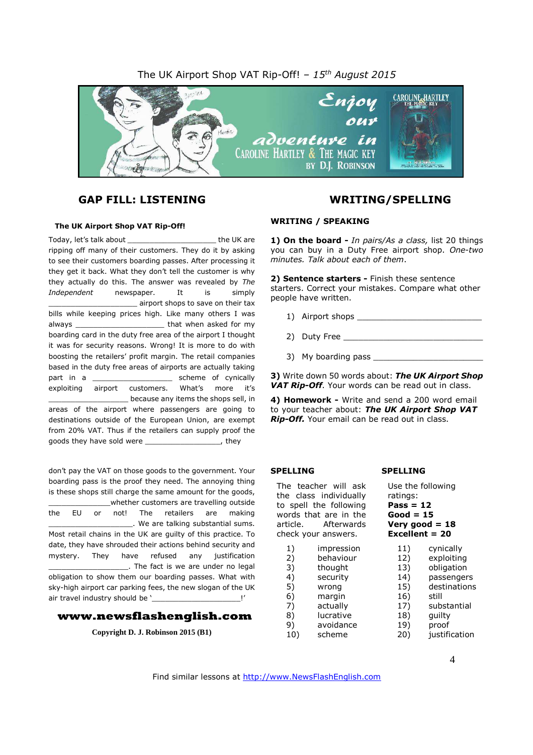The UK Airport Shop VAT Rip-Off! – *15th August 2015*

## GAP FILL: LISTENING

**The UK Airport Shop VAT Rip-Off!**

Today, let's talk about _____________________ the UK are ripping off many of their customers. They do it by asking to see their customers boarding passes. After processing it they get it back. What they don't tell the customer is why they actually do this. The answer was revealed by *The Independent* newspaper. It is simply _____________________ airport shops to save on their tax bills while keeping prices high. Like many others I was always _____________________ that when asked for my boarding card in the duty free area of the airport I thought it was for security reasons. Wrong! It is more to do with boosting the retailers' profit margin. The retail companies based in the duty free areas of airports are actually taking part in a ___________________ scheme of cynically exploiting airport customers. What's more it's ___________________ because any items the shops sell, in areas of the airport where passengers are going to destinations outside of the European Union, are exempt from 20% VAT. Thus if the retailers can supply proof the goods they have sold were _________________, they

don't pay the VAT on those goods to the government. Your boarding pass is the proof they need. The annoying thing is these shops still charge the same amount for the goods, ______________whether customers are travelling outside the EU or not! The retailers are making ___________________. We are talking substantial sums. Most retail chains in the UK are guilty of this practice. To date, they have shrouded their actions behind security and mystery. They have refused any justification ___________________. The fact is we are under no legal obligation to show them our boarding passes. What with sky-high airport car parking fees, the new slogan of the UK air travel industry should be '____________________!'

**www.newsflashenglish.com**

**Copyright D. J. Robinson 2015 (B1)**

## WRITING/SPELLING

**WRITING / SPEAKING**

**1) On the board -** *In pairs/As a class,* list 20 things you can buy in a Duty Free airport shop. *One-two minutes. Talk about each of them*.

**2) Sentence starters -** Finish these sentence starters. Correct your mistakes. Compare what other people have written.

1) Airport shops _________________________
2) Duty Free _____________________________
3) My boarding pass ______________________

**3)** Write down 50 words about: ***The UK Airport Shop VAT Rip-Off***. Your words can be read out in class.

**4) Homework -** Write and send a 200 word email to your teacher about: ***The UK Airport Shop VAT Rip-Off.*** Your email can be read out in class.

**SPELLING**

The teacher will ask the class individually to spell the following words that are in the article. Afterwards check your answers.

1) impression
2) behaviour
3) thought
4) security
5) wrong
6) margin
7) actually
8) lucrative
9) avoidance
10) scheme
11) cynically
12) exploiting
13) obligation
14) passengers
15) destinations
16) still
17) substantial
18) guilty
19) proof
20) justification

**SPELLING**

Use the following ratings:
**Pass = 12**
**Good = 15**
**Very good = 18**
**Excellent = 20**

Find similar lessons at http://www.NewsFlashEnglish.com